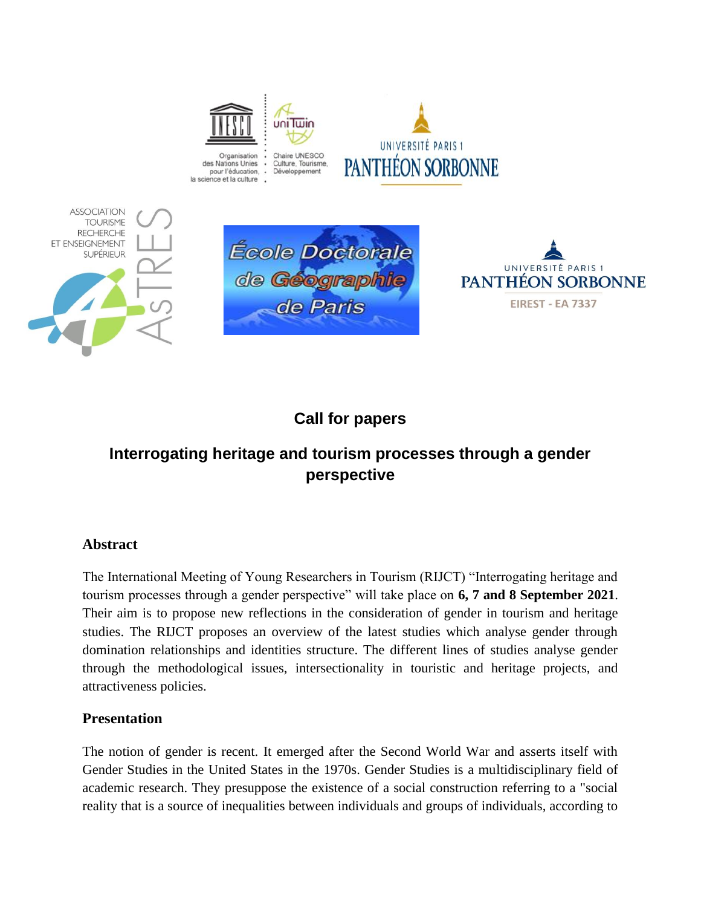# Call for papers

## Interrogating heritage and tourism processes through a gender perspective

### Abstract

The International Meeting of Young Researchers in Tourism (RIJCT) "Interrogating heritage and tourism processes through a gender perspective" will take place on **6, 7 and 8 September 2021**. Their aim is to propose new reflections in the consideration of gender in tourism and heritage studies. The RIJCT proposes an overview of the latest studies which analyse gender through domination relationships and identities structure. The different lines of studies analyse gender through the methodological issues, intersectionality in touristic and heritage projects, and attractiveness policies.

### Presentation

The notion of gender is recent. It emerged after the Second World War and asserts itself with Gender Studies in the United States in the 1970s. Gender Studies is a multidisciplinary field of academic research. They presuppose the existence of a social construction referring to a "social reality that is a source of inequalities between individuals and groups of individuals, according to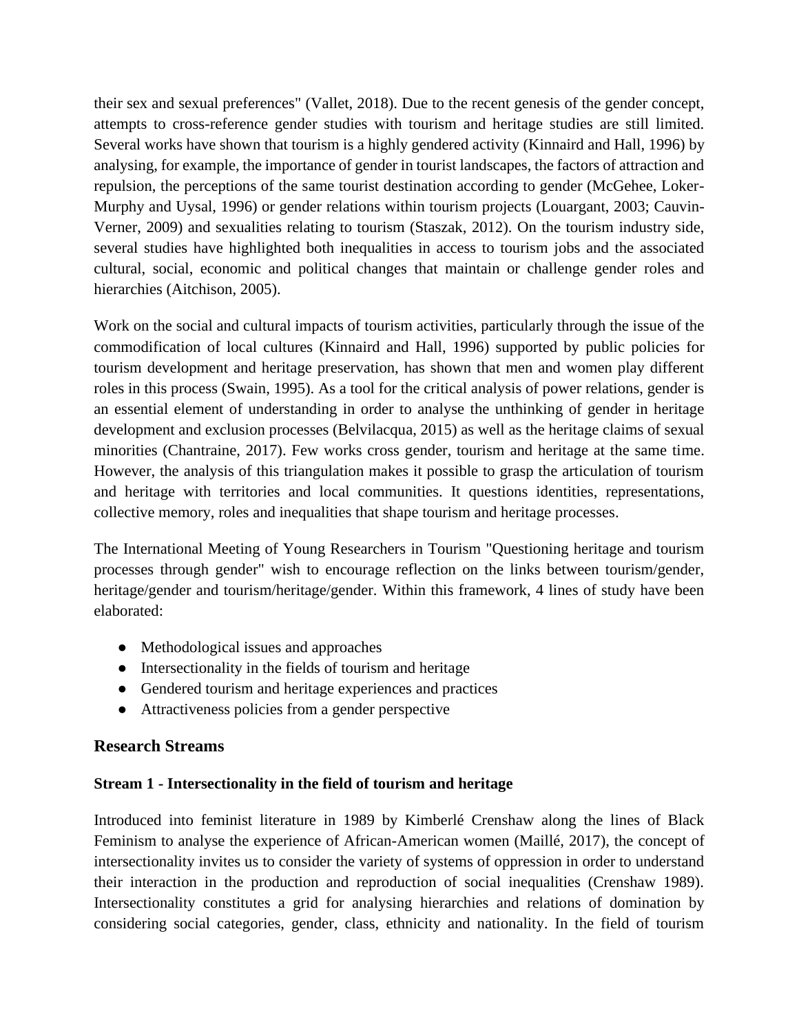their sex and sexual preferences" (Vallet, 2018). Due to the recent genesis of the gender concept, attempts to cross-reference gender studies with tourism and heritage studies are still limited. Several works have shown that tourism is a highly gendered activity (Kinnaird and Hall, 1996) by analysing, for example, the importance of gender in tourist landscapes, the factors of attraction and repulsion, the perceptions of the same tourist destination according to gender (McGehee, Loker-Murphy and Uysal, 1996) or gender relations within tourism projects (Louargant, 2003; Cauvin-Verner, 2009) and sexualities relating to tourism (Staszak, 2012). On the tourism industry side, several studies have highlighted both inequalities in access to tourism jobs and the associated cultural, social, economic and political changes that maintain or challenge gender roles and hierarchies (Aitchison, 2005).

Work on the social and cultural impacts of tourism activities, particularly through the issue of the commodification of local cultures (Kinnaird and Hall, 1996) supported by public policies for tourism development and heritage preservation, has shown that men and women play different roles in this process (Swain, 1995). As a tool for the critical analysis of power relations, gender is an essential element of understanding in order to analyse the unthinking of gender in heritage development and exclusion processes (Belvilacqua, 2015) as well as the heritage claims of sexual minorities (Chantraine, 2017). Few works cross gender, tourism and heritage at the same time. However, the analysis of this triangulation makes it possible to grasp the articulation of tourism and heritage with territories and local communities. It questions identities, representations, collective memory, roles and inequalities that shape tourism and heritage processes.

The International Meeting of Young Researchers in Tourism "Questioning heritage and tourism processes through gender" wish to encourage reflection on the links between tourism/gender, heritage/gender and tourism/heritage/gender. Within this framework, 4 lines of study have been elaborated:

- Methodological issues and approaches
- Intersectionality in the fields of tourism and heritage
- Gendered tourism and heritage experiences and practices
- Attractiveness policies from a gender perspective

## Research Streams

### Stream 1 - Intersectionality in the field of tourism and heritage

Introduced into feminist literature in 1989 by Kimberlé Crenshaw along the lines of Black Feminism to analyse the experience of African-American women (Maillé, 2017), the concept of intersectionality invites us to consider the variety of systems of oppression in order to understand their interaction in the production and reproduction of social inequalities (Crenshaw 1989). Intersectionality constitutes a grid for analysing hierarchies and relations of domination by considering social categories, gender, class, ethnicity and nationality. In the field of tourism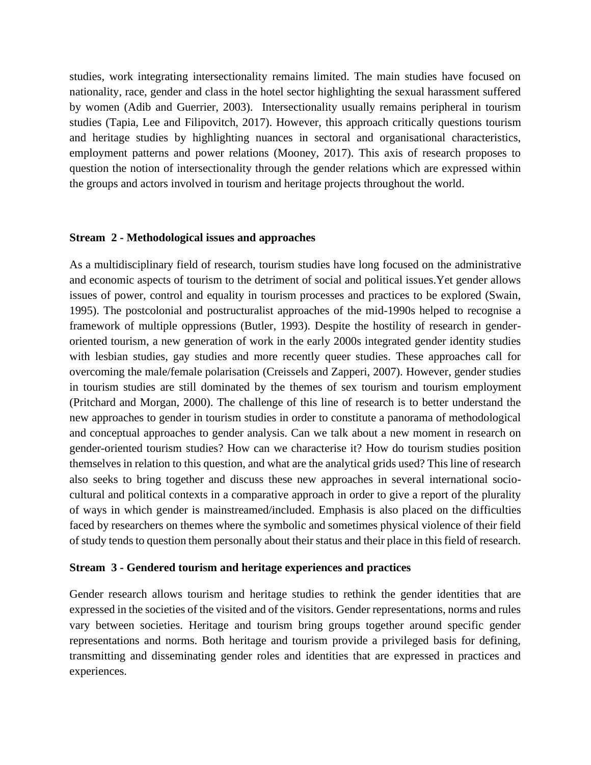studies, work integrating intersectionality remains limited. The main studies have focused on nationality, race, gender and class in the hotel sector highlighting the sexual harassment suffered by women (Adib and Guerrier, 2003). Intersectionality usually remains peripheral in tourism studies (Tapia, Lee and Filipovitch, 2017). However, this approach critically questions tourism and heritage studies by highlighting nuances in sectoral and organisational characteristics, employment patterns and power relations (Mooney, 2017). This axis of research proposes to question the notion of intersectionality through the gender relations which are expressed within the groups and actors involved in tourism and heritage projects throughout the world.

### Stream 2 - Methodological issues and approaches

As a multidisciplinary field of research, tourism studies have long focused on the administrative and economic aspects of tourism to the detriment of social and political issues.Yet gender allows issues of power, control and equality in tourism processes and practices to be explored (Swain, 1995). The postcolonial and postructuralist approaches of the mid-1990s helped to recognise a framework of multiple oppressions (Butler, 1993). Despite the hostility of research in gender-oriented tourism, a new generation of work in the early 2000s integrated gender identity studies with lesbian studies, gay studies and more recently queer studies. These approaches call for overcoming the male/female polarisation (Creissels and Zapperi, 2007). However, gender studies in tourism studies are still dominated by the themes of sex tourism and tourism employment (Pritchard and Morgan, 2000). The challenge of this line of research is to better understand the new approaches to gender in tourism studies in order to constitute a panorama of methodological and conceptual approaches to gender analysis. Can we talk about a new moment in research on gender-oriented tourism studies? How can we characterise it? How do tourism studies position themselves in relation to this question, and what are the analytical grids used? This line of research also seeks to bring together and discuss these new approaches in several international socio-cultural and political contexts in a comparative approach in order to give a report of the plurality of ways in which gender is mainstreamed/included. Emphasis is also placed on the difficulties faced by researchers on themes where the symbolic and sometimes physical violence of their field of study tends to question them personally about their status and their place in this field of research.

### Stream 3 - Gendered tourism and heritage experiences and practices

Gender research allows tourism and heritage studies to rethink the gender identities that are expressed in the societies of the visited and of the visitors. Gender representations, norms and rules vary between societies. Heritage and tourism bring groups together around specific gender representations and norms. Both heritage and tourism provide a privileged basis for defining, transmitting and disseminating gender roles and identities that are expressed in practices and experiences.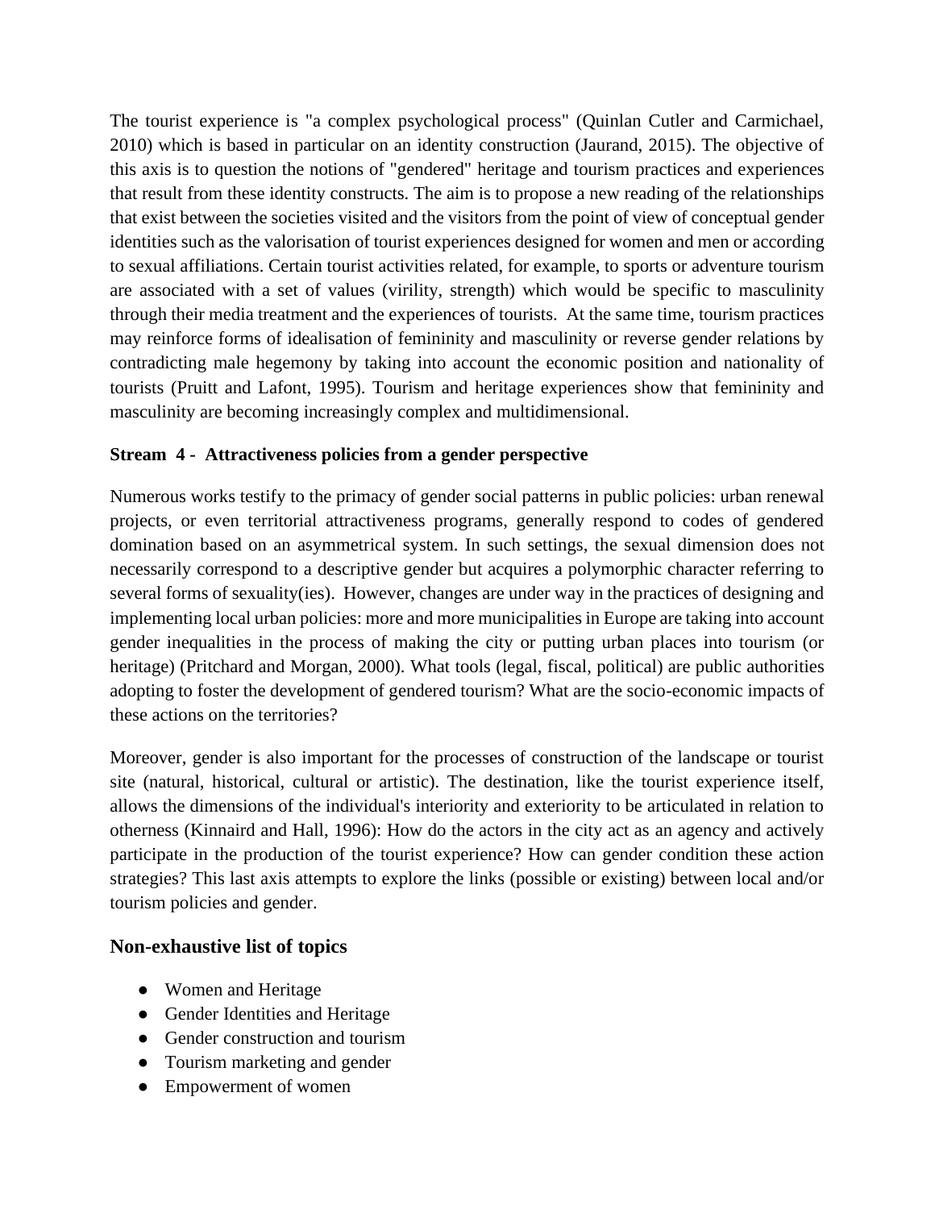The tourist experience is "a complex psychological process" (Quinlan Cutler and Carmichael, 2010) which is based in particular on an identity construction (Jaurand, 2015). The objective of this axis is to question the notions of "gendered" heritage and tourism practices and experiences that result from these identity constructs. The aim is to propose a new reading of the relationships that exist between the societies visited and the visitors from the point of view of conceptual gender identities such as the valorisation of tourist experiences designed for women and men or according to sexual affiliations. Certain tourist activities related, for example, to sports or adventure tourism are associated with a set of values (virility, strength) which would be specific to masculinity through their media treatment and the experiences of tourists. At the same time, tourism practices may reinforce forms of idealisation of femininity and masculinity or reverse gender relations by contradicting male hegemony by taking into account the economic position and nationality of tourists (Pruitt and Lafont, 1995). Tourism and heritage experiences show that femininity and masculinity are becoming increasingly complex and multidimensional.

**Stream 4 - Attractiveness policies from a gender perspective**

Numerous works testify to the primacy of gender social patterns in public policies: urban renewal projects, or even territorial attractiveness programs, generally respond to codes of gendered domination based on an asymmetrical system. In such settings, the sexual dimension does not necessarily correspond to a descriptive gender but acquires a polymorphic character referring to several forms of sexuality(ies). However, changes are under way in the practices of designing and implementing local urban policies: more and more municipalities in Europe are taking into account gender inequalities in the process of making the city or putting urban places into tourism (or heritage) (Pritchard and Morgan, 2000). What tools (legal, fiscal, political) are public authorities adopting to foster the development of gendered tourism? What are the socio-economic impacts of these actions on the territories?

Moreover, gender is also important for the processes of construction of the landscape or tourist site (natural, historical, cultural or artistic). The destination, like the tourist experience itself, allows the dimensions of the individual's interiority and exteriority to be articulated in relation to otherness (Kinnaird and Hall, 1996): How do the actors in the city act as an agency and actively participate in the production of the tourist experience? How can gender condition these action strategies? This last axis attempts to explore the links (possible or existing) between local and/or tourism policies and gender.

### Non-exhaustive list of topics

- Women and Heritage
- Gender Identities and Heritage
- Gender construction and tourism
- Tourism marketing and gender
- Empowerment of women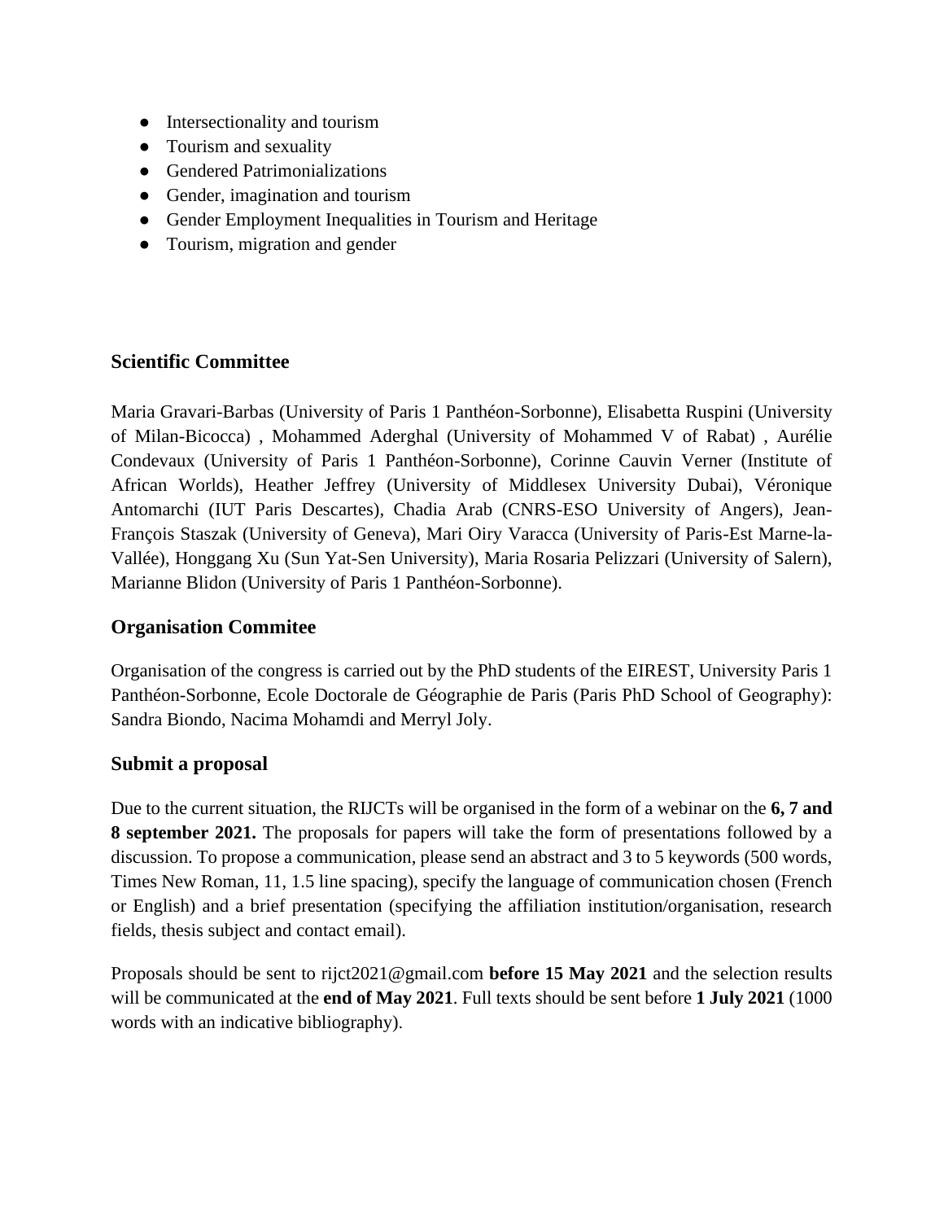- Intersectionality and tourism
- Tourism and sexuality
- Gendered Patrimonializations
- Gender, imagination and tourism
- Gender Employment Inequalities in Tourism and Heritage
- Tourism, migration and gender

## Scientific Committee

Maria Gravari-Barbas (University of Paris 1 Panthéon-Sorbonne), Elisabetta Ruspini (University of Milan-Bicocca) , Mohammed Aderghal (University of Mohammed V of Rabat) , Aurélie Condevaux (University of Paris 1 Panthéon-Sorbonne), Corinne Cauvin Verner (Institute of African Worlds), Heather Jeffrey (University of Middlesex University Dubai), Véronique Antomarchi (IUT Paris Descartes), Chadia Arab (CNRS-ESO University of Angers), Jean-François Staszak (University of Geneva), Mari Oiry Varacca (University of Paris-Est Marne-la-Vallée), Honggang Xu (Sun Yat-Sen University), Maria Rosaria Pelizzari (University of Salern), Marianne Blidon (University of Paris 1 Panthéon-Sorbonne).

## Organisation Commitee

Organisation of the congress is carried out by the PhD students of the EIREST, University Paris 1 Panthéon-Sorbonne, Ecole Doctorale de Géographie de Paris (Paris PhD School of Geography): Sandra Biondo, Nacima Mohamdi and Merryl Joly.

## Submit a proposal

Due to the current situation, the RIJCTs will be organised in the form of a webinar on the **6, 7 and 8 september 2021.** The proposals for papers will take the form of presentations followed by a discussion. To propose a communication, please send an abstract and 3 to 5 keywords (500 words, Times New Roman, 11, 1.5 line spacing), specify the language of communication chosen (French or English) and a brief presentation (specifying the affiliation institution/organisation, research fields, thesis subject and contact email).

Proposals should be sent to rijct2021@gmail.com **before 15 May 2021** and the selection results will be communicated at the **end of May 2021**. Full texts should be sent before **1 July 2021** (1000 words with an indicative bibliography).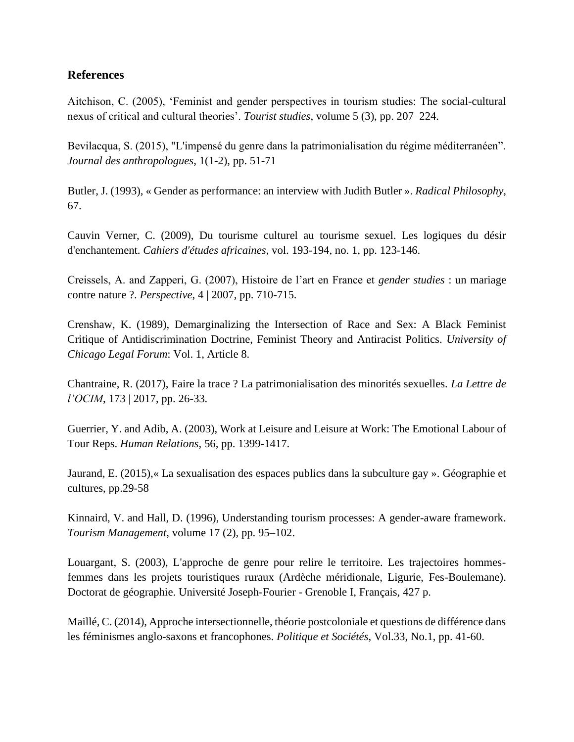## References

Aitchison, C. (2005), ‘Feminist and gender perspectives in tourism studies: The social-cultural nexus of critical and cultural theories’. *Tourist studies*, volume 5 (3), pp. 207–224.

Bevilacqua, S. (2015), "L'impensé du genre dans la patrimonialisation du régime méditerranéen”. *Journal des anthropologues*, 1(1-2), pp. 51-71

Butler, J. (1993), « Gender as performance: an interview with Judith Butler ». *Radical Philosophy*, 67.

Cauvin Verner, C. (2009), Du tourisme culturel au tourisme sexuel. Les logiques du désir d'enchantement. *Cahiers d'études africaines*, vol. 193-194, no. 1, pp. 123-146.

Creissels, A. and Zapperi, G. (2007), Histoire de l’art en France et *gender studies* : un mariage contre nature ?. *Perspective*, 4 | 2007, pp. 710-715.

Crenshaw, K. (1989), Demarginalizing the Intersection of Race and Sex: A Black Feminist Critique of Antidiscrimination Doctrine, Feminist Theory and Antiracist Politics. *University of Chicago Legal Forum*: Vol. 1, Article 8.

Chantraine, R. (2017), Faire la trace ? La patrimonialisation des minorités sexuelles. *La Lettre de l’OCIM*, 173 | 2017, pp. 26-33.

Guerrier, Y. and Adib, A. (2003), Work at Leisure and Leisure at Work: The Emotional Labour of Tour Reps. *Human Relations*, 56, pp. 1399-1417.

Jaurand, E. (2015),« La sexualisation des espaces publics dans la subculture gay ». Géographie et cultures, pp.29-58

Kinnaird, V. and Hall, D. (1996), Understanding tourism processes: A gender-aware framework. *Tourism Management*, volume 17 (2), pp. 95–102.

Louargant, S. (2003), L'approche de genre pour relire le territoire. Les trajectoires hommes-femmes dans les projets touristiques ruraux (Ardèche méridionale, Ligurie, Fes-Boulemane). Doctorat de géographie. Université Joseph-Fourier - Grenoble I, Français, 427 p.

Maillé, C. (2014), Approche intersectionnelle, théorie postcoloniale et questions de différence dans les féminismes anglo-saxons et francophones. *Politique et Sociétés*, Vol.33, No.1, pp. 41-60.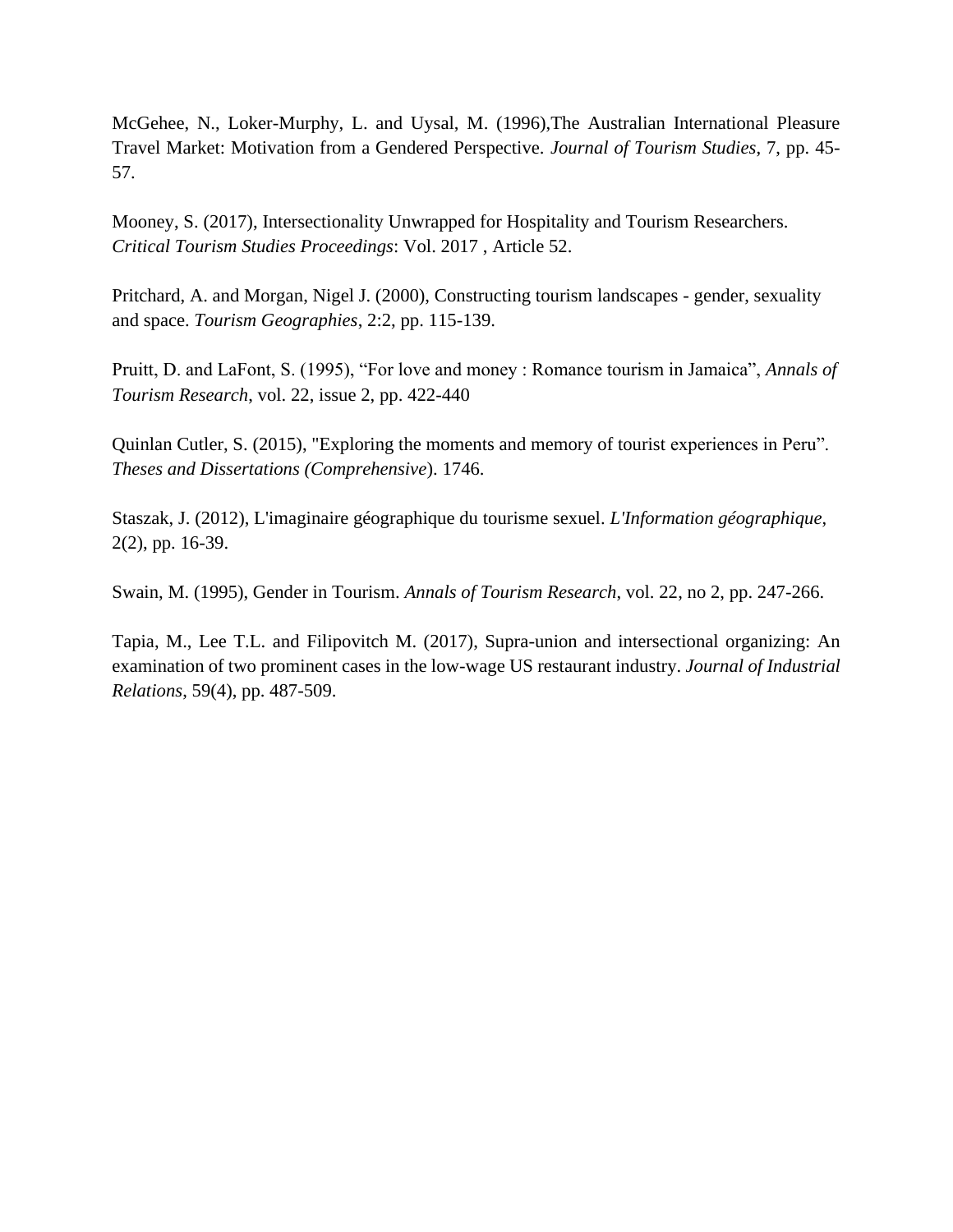McGehee, N., Loker-Murphy, L. and Uysal, M. (1996),The Australian International Pleasure Travel Market: Motivation from a Gendered Perspective. *Journal of Tourism Studies*, 7, pp. 45-57.

Mooney, S. (2017), Intersectionality Unwrapped for Hospitality and Tourism Researchers. *Critical Tourism Studies Proceedings*: Vol. 2017 , Article 52.

Pritchard, A. and Morgan, Nigel J. (2000), Constructing tourism landscapes - gender, sexuality and space. *Tourism Geographies*, 2:2, pp. 115-139.

Pruitt, D. and LaFont, S. (1995), "For love and money : Romance tourism in Jamaica", *Annals of Tourism Research*, vol. 22, issue 2, pp. 422-440

Quinlan Cutler, S. (2015), "Exploring the moments and memory of tourist experiences in Peru". *Theses and Dissertations (Comprehensive*). 1746.

Staszak, J. (2012), L'imaginaire géographique du tourisme sexuel. *L'Information géographique*, 2(2), pp. 16-39.

Swain, M. (1995), Gender in Tourism. *Annals of Tourism Research*, vol. 22, no 2, pp. 247-266.

Tapia, M., Lee T.L. and Filipovitch M. (2017), Supra-union and intersectional organizing: An examination of two prominent cases in the low-wage US restaurant industry. *Journal of Industrial Relations*, 59(4), pp. 487-509.